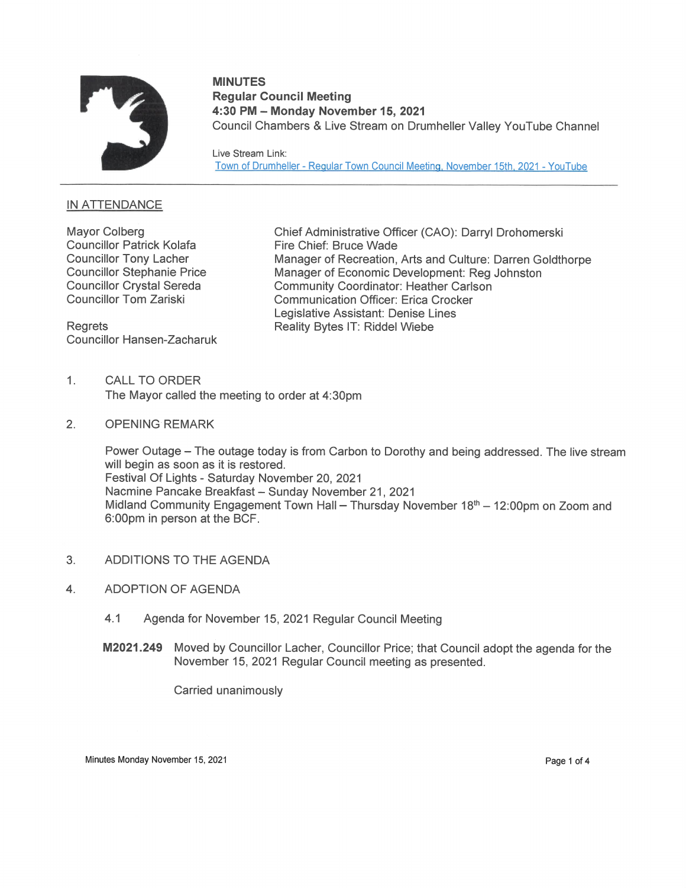# MINUTES

**Regular Council Meeting**
**4:30 PM – Monday November 15, 2021**
Council Chambers & Live Stream on Drumheller Valley YouTube Channel

Live Stream Link:
[Town of Drumheller - Regular Town Council Meeting, November 15th, 2021 - YouTube]

## IN ATTENDANCE

Mayor Colberg
Councillor Patrick Kolafa
Councillor Tony Lacher
Councillor Stephanie Price
Councillor Crystal Sereda
Councillor Tom Zariski

Regrets
Councillor Hansen-Zacharuk

Chief Administrative Officer (CAO): Darryl Drohomerski
Fire Chief: Bruce Wade
Manager of Recreation, Arts and Culture: Darren Goldthorpe
Manager of Economic Development: Reg Johnston
Community Coordinator: Heather Carlson
Communication Officer: Erica Crocker
Legislative Assistant: Denise Lines
Reality Bytes IT: Riddel Wiebe

1. CALL TO ORDER
   The Mayor called the meeting to order at 4:30pm

2. OPENING REMARK

   Power Outage – The outage today is from Carbon to Dorothy and being addressed. The live stream will begin as soon as it is restored.
   Festival Of Lights - Saturday November 20, 2021
   Nacmine Pancake Breakfast – Sunday November 21, 2021
   Midland Community Engagement Town Hall – Thursday November 18th – 12:00pm on Zoom and 6:00pm in person at the BCF.

3. ADDITIONS TO THE AGENDA

4. ADOPTION OF AGENDA

   4.1 Agenda for November 15, 2021 Regular Council Meeting

   **M2021.249** Moved by Councillor Lacher, Councillor Price; that Council adopt the agenda for the November 15, 2021 Regular Council meeting as presented.

   Carried unanimously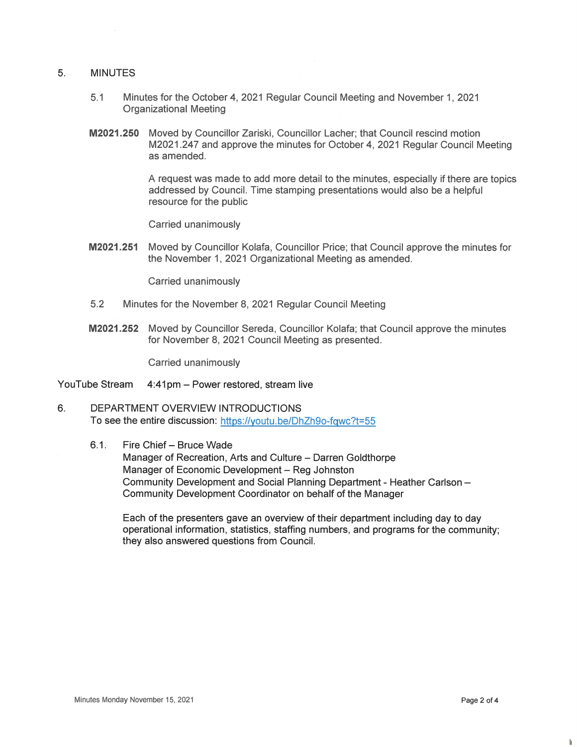## 5. MINUTES

5.1 Minutes for the October 4, 2021 Regular Council Meeting and November 1, 2021 Organizational Meeting

**M2021.250** Moved by Councillor Zariski, Councillor Lacher; that Council rescind motion M2021.247 and approve the minutes for October 4, 2021 Regular Council Meeting as amended.

A request was made to add more detail to the minutes, especially if there are topics addressed by Council. Time stamping presentations would also be a helpful resource for the public

Carried unanimously

**M2021.251** Moved by Councillor Kolafa, Councillor Price; that Council approve the minutes for the November 1, 2021 Organizational Meeting as amended.

Carried unanimously

5.2 Minutes for the November 8, 2021 Regular Council Meeting

**M2021.252** Moved by Councillor Sereda, Councillor Kolafa; that Council approve the minutes for November 8, 2021 Council Meeting as presented.

Carried unanimously

YouTube Stream 4:41pm – Power restored, stream live

## 6. DEPARTMENT OVERVIEW INTRODUCTIONS

To see the entire discussion: https://youtu.be/DhZh9o-fqwc?t=55

6.1. Fire Chief – Bruce Wade
Manager of Recreation, Arts and Culture – Darren Goldthorpe
Manager of Economic Development – Reg Johnston
Community Development and Social Planning Department - Heather Carlson – Community Development Coordinator on behalf of the Manager

Each of the presenters gave an overview of their department including day to day operational information, statistics, staffing numbers, and programs for the community; they also answered questions from Council.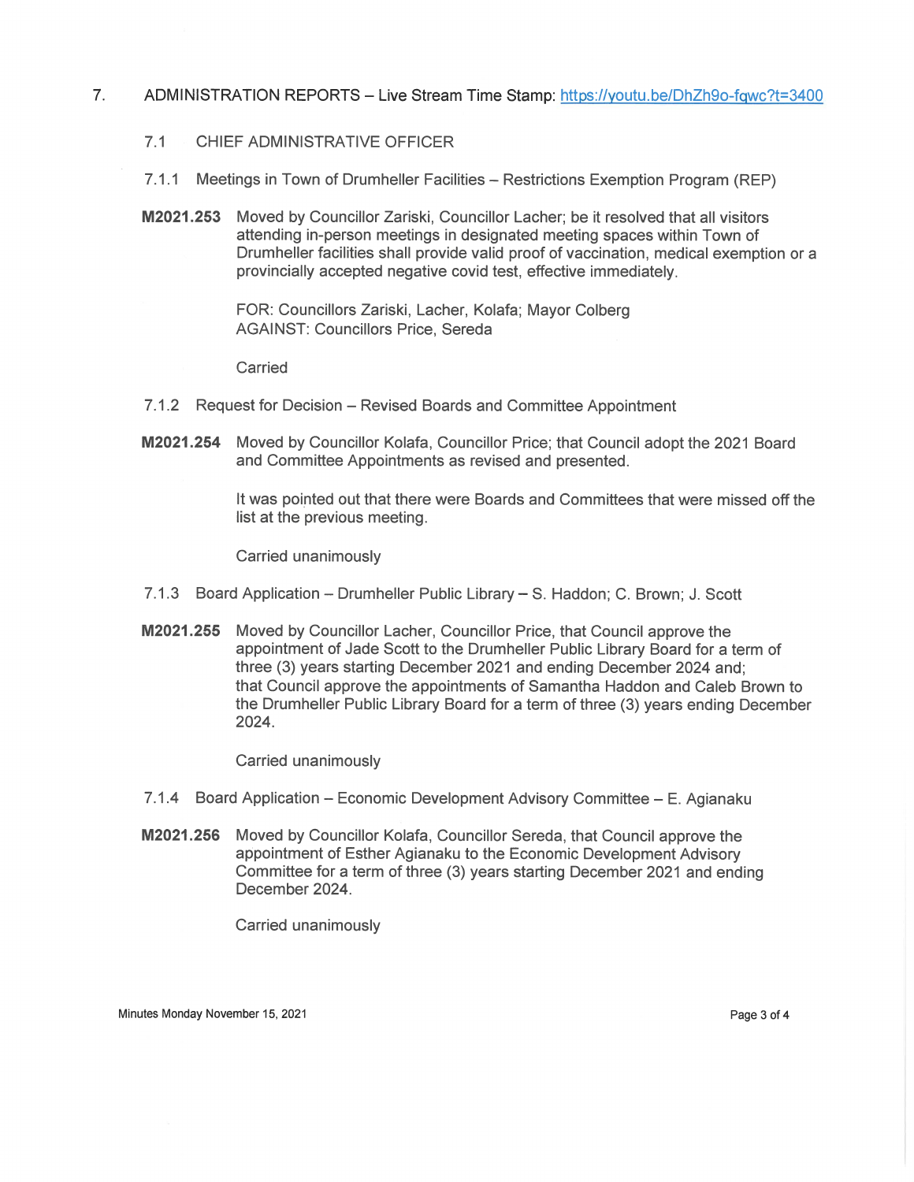## 7. ADMINISTRATION REPORTS – Live Stream Time Stamp: [https://youtu.be/DhZh9o-fqwc?t=3400](https://youtu.be/DhZh9o-fqwc?t=3400)

### 7.1 CHIEF ADMINISTRATIVE OFFICER

#### 7.1.1 Meetings in Town of Drumheller Facilities – Restrictions Exemption Program (REP)

**M2021.253** Moved by Councillor Zariski, Councillor Lacher; be it resolved that all visitors attending in-person meetings in designated meeting spaces within Town of Drumheller facilities shall provide valid proof of vaccination, medical exemption or a provincially accepted negative covid test, effective immediately.

FOR: Councillors Zariski, Lacher, Kolafa; Mayor Colberg
AGAINST: Councillors Price, Sereda

Carried

#### 7.1.2 Request for Decision – Revised Boards and Committee Appointment

**M2021.254** Moved by Councillor Kolafa, Councillor Price; that Council adopt the 2021 Board and Committee Appointments as revised and presented.

It was pointed out that there were Boards and Committees that were missed off the list at the previous meeting.

Carried unanimously

#### 7.1.3 Board Application – Drumheller Public Library – S. Haddon; C. Brown; J. Scott

**M2021.255** Moved by Councillor Lacher, Councillor Price, that Council approve the appointment of Jade Scott to the Drumheller Public Library Board for a term of three (3) years starting December 2021 and ending December 2024 and;
that Council approve the appointments of Samantha Haddon and Caleb Brown to the Drumheller Public Library Board for a term of three (3) years ending December 2024.

Carried unanimously

#### 7.1.4 Board Application – Economic Development Advisory Committee – E. Agianaku

**M2021.256** Moved by Councillor Kolafa, Councillor Sereda, that Council approve the appointment of Esther Agianaku to the Economic Development Advisory Committee for a term of three (3) years starting December 2021 and ending December 2024.

Carried unanimously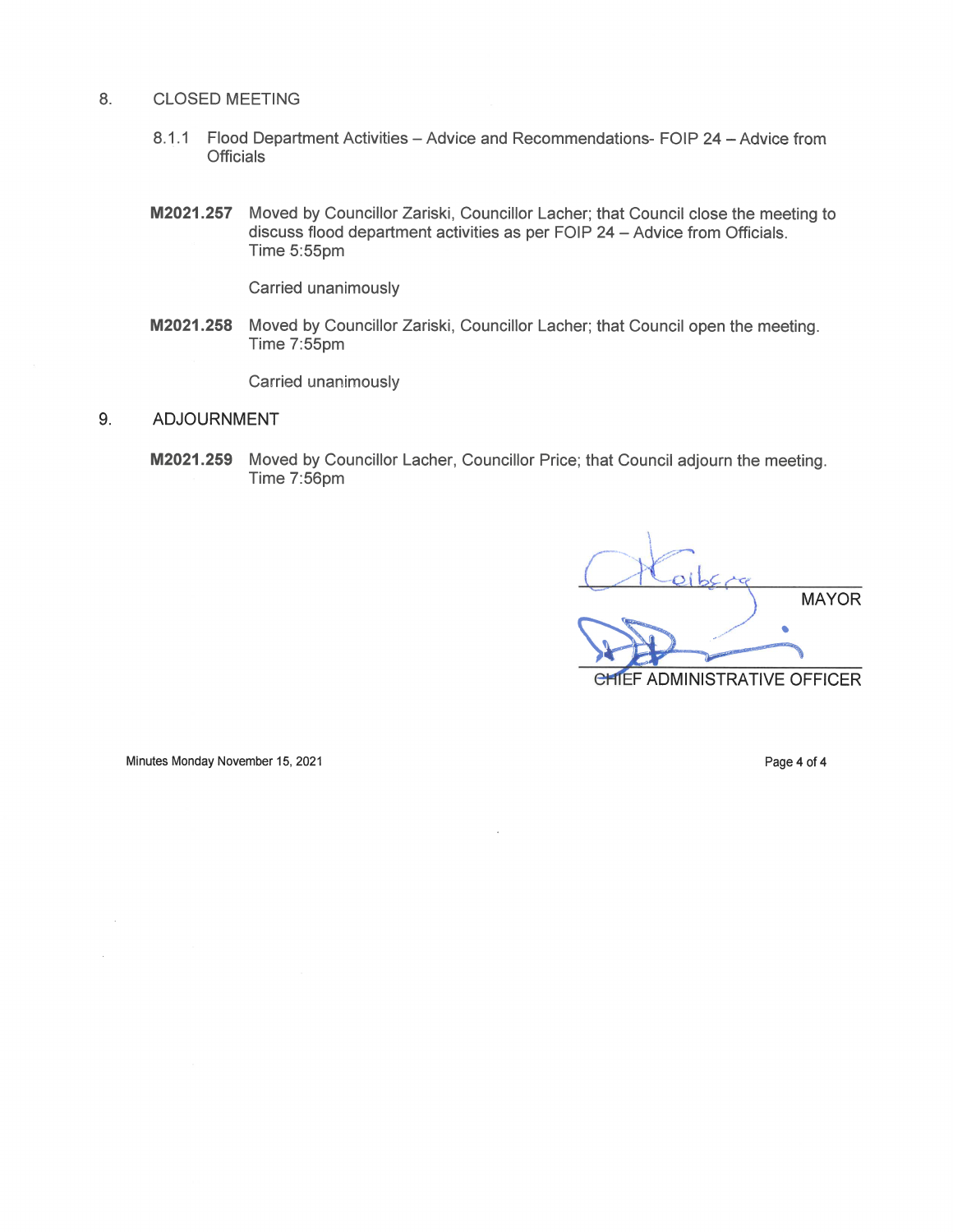## 8. CLOSED MEETING

8.1.1 Flood Department Activities – Advice and Recommendations- FOIP 24 – Advice from Officials

**M2021.257** Moved by Councillor Zariski, Councillor Lacher; that Council close the meeting to discuss flood department activities as per FOIP 24 – Advice from Officials.
Time 5:55pm

Carried unanimously

**M2021.258** Moved by Councillor Zariski, Councillor Lacher; that Council open the meeting.
Time 7:55pm

Carried unanimously

## 9. ADJOURNMENT

**M2021.259** Moved by Councillor Lacher, Councillor Price; that Council adjourn the meeting.
Time 7:56pm

MAYOR

CHIEF ADMINISTRATIVE OFFICER

Minutes Monday November 15, 2021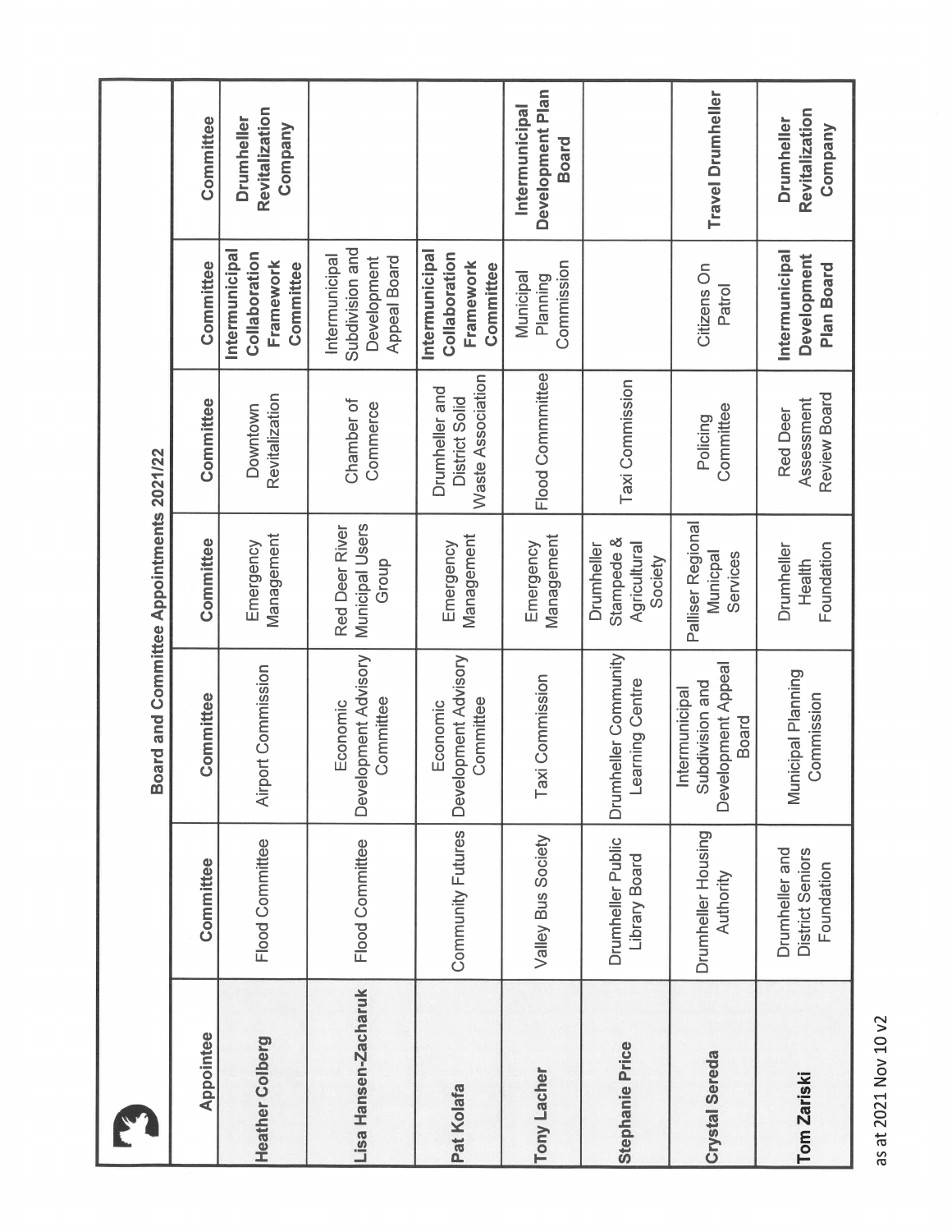## Board and Committee Appointments 2021/22

| Appointee | Committee | Committee | Committee | Committee | Committee | Committee |
|---|---|---|---|---|---|---|
| **Heather Colberg** | Flood Committee | Airport Commission | Emergency Management | Downtown Revitalization | **Intermunicipal Collaboration Framework Committee** | **Drumheller Revitalization Company** |
| **Lisa Hansen-Zacharuk** | Flood Committee | Economic Development Advisory Committee | Red Deer River Municipal Users Group | Chamber of Commerce | Intermunicipal Subdivision and Development Appeal Board | |
| **Pat Kolafa** | Community Futures | Economic Development Advisory Committee | Emergency Management | Drumheller and District Solid Waste Association | **Intermunicipal Collaboration Framework Committee** | |
| **Tony Lacher** | Valley Bus Society | Taxi Commission | Emergency Management | Flood Commmittee | Municipal Planning Commission | **Intermunicipal Development Plan Board** |
| **Stephanie Price** | Drumheller Public Library Board | Drumheller Community Learning Centre | Drumheller Stampede & Agricultural Society | Taxi Commission | | |
| **Crystal Sereda** | Drumheller Housing Authority | Intermunicipal Subdivision and Development Appeal Board | Palliser Regional Municpal Services | Policing Committee | Citizens On Patrol | **Travel Drumheller** |
| **Tom Zariski** | Drumheller and District Seniors Foundation | Municipal Planning Commission | Drumheller Health Foundation | Red Deer Assessment Review Board | **Intermunicipal Development Plan Board** | **Drumheller Revitalization Company** |

as at 2021 Nov 10 v2